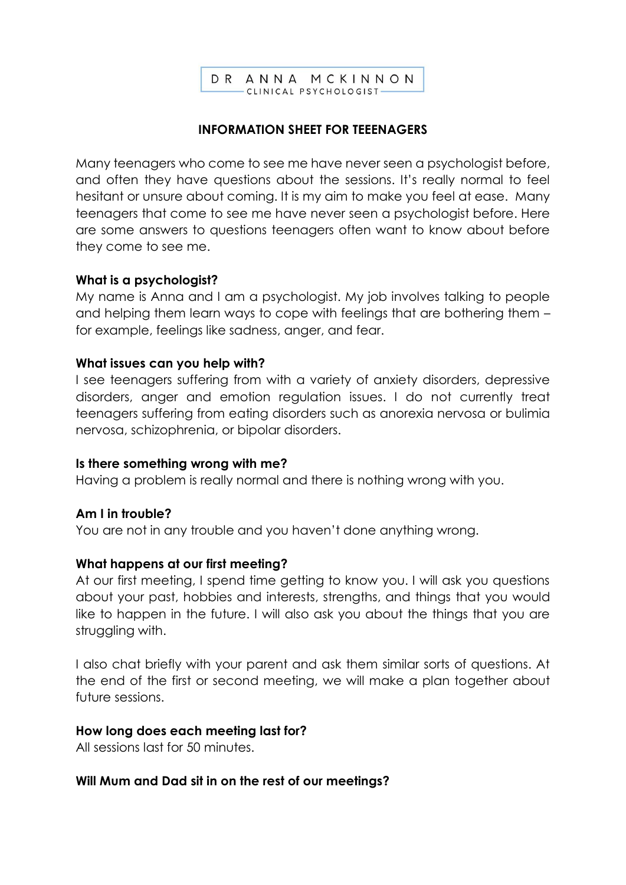DR ANNA MCKINNON
CLINICAL PSYCHOLOGIST

# INFORMATION SHEET FOR TEEENAGERS

Many teenagers who come to see me have never seen a psychologist before, and often they have questions about the sessions. It's really normal to feel hesitant or unsure about coming. It is my aim to make you feel at ease. Many teenagers that come to see me have never seen a psychologist before. Here are some answers to questions teenagers often want to know about before they come to see me.

**What is a psychologist?**
My name is Anna and I am a psychologist. My job involves talking to people and helping them learn ways to cope with feelings that are bothering them – for example, feelings like sadness, anger, and fear.

**What issues can you help with?**
I see teenagers suffering from with a variety of anxiety disorders, depressive disorders, anger and emotion regulation issues. I do not currently treat teenagers suffering from eating disorders such as anorexia nervosa or bulimia nervosa, schizophrenia, or bipolar disorders.

**Is there something wrong with me?**
Having a problem is really normal and there is nothing wrong with you.

**Am I in trouble?**
You are not in any trouble and you haven't done anything wrong.

**What happens at our first meeting?**
At our first meeting, I spend time getting to know you. I will ask you questions about your past, hobbies and interests, strengths, and things that you would like to happen in the future. I will also ask you about the things that you are struggling with.

I also chat briefly with your parent and ask them similar sorts of questions. At the end of the first or second meeting, we will make a plan together about future sessions.

**How long does each meeting last for?**
All sessions last for 50 minutes.

**Will Mum and Dad sit in on the rest of our meetings?**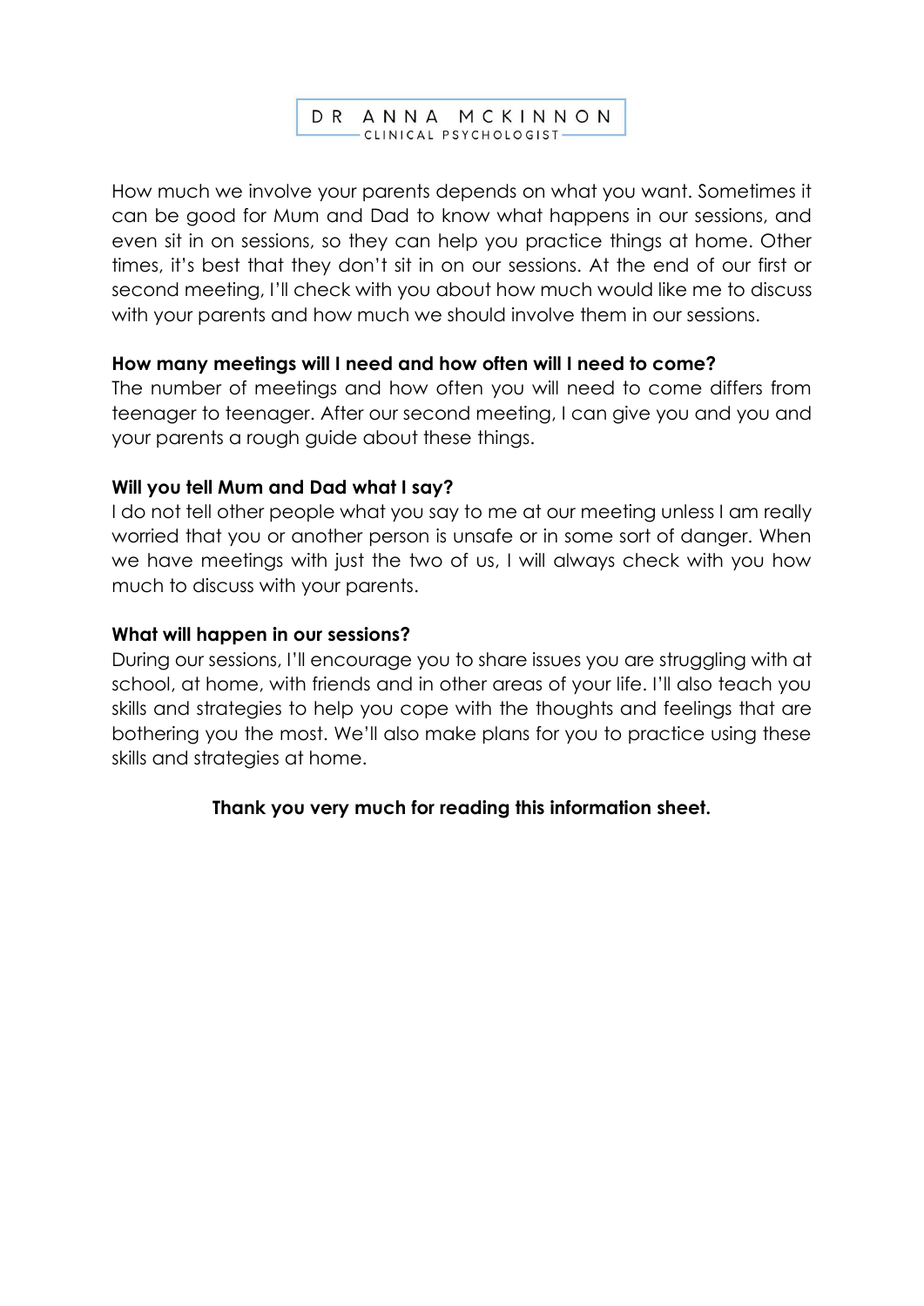How much we involve your parents depends on what you want. Sometimes it can be good for Mum and Dad to know what happens in our sessions, and even sit in on sessions, so they can help you practice things at home. Other times, it's best that they don't sit in on our sessions. At the end of our first or second meeting, I'll check with you about how much would like me to discuss with your parents and how much we should involve them in our sessions.

**How many meetings will I need and how often will I need to come?**

The number of meetings and how often you will need to come differs from teenager to teenager. After our second meeting, I can give you and you and your parents a rough guide about these things.

**Will you tell Mum and Dad what I say?**

I do not tell other people what you say to me at our meeting unless I am really worried that you or another person is unsafe or in some sort of danger. When we have meetings with just the two of us, I will always check with you how much to discuss with your parents.

**What will happen in our sessions?**

During our sessions, I'll encourage you to share issues you are struggling with at school, at home, with friends and in other areas of your life. I'll also teach you skills and strategies to help you cope with the thoughts and feelings that are bothering you the most. We'll also make plans for you to practice using these skills and strategies at home.

**Thank you very much for reading this information sheet.**